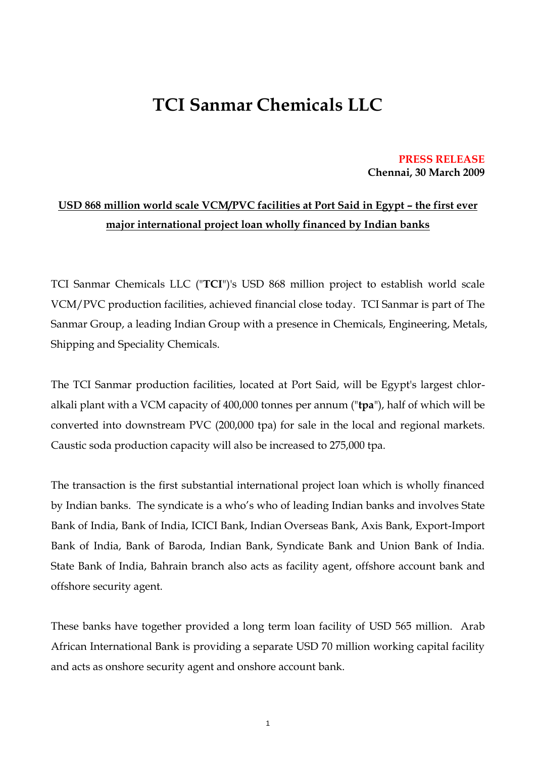# TCI Sanmar Chemicals LLC

**PRESS RELEASE**
**Chennai, 30 March 2009**

**USD 868 million world scale VCM/PVC facilities at Port Said in Egypt – the first ever major international project loan wholly financed by Indian banks**

TCI Sanmar Chemicals LLC ("**TCI**")'s USD 868 million project to establish world scale VCM/PVC production facilities, achieved financial close today. TCI Sanmar is part of The Sanmar Group, a leading Indian Group with a presence in Chemicals, Engineering, Metals, Shipping and Speciality Chemicals.

The TCI Sanmar production facilities, located at Port Said, will be Egypt's largest chlor-alkali plant with a VCM capacity of 400,000 tonnes per annum ("**tpa**"), half of which will be converted into downstream PVC (200,000 tpa) for sale in the local and regional markets. Caustic soda production capacity will also be increased to 275,000 tpa.

The transaction is the first substantial international project loan which is wholly financed by Indian banks. The syndicate is a who's who of leading Indian banks and involves State Bank of India, Bank of India, ICICI Bank, Indian Overseas Bank, Axis Bank, Export-Import Bank of India, Bank of Baroda, Indian Bank, Syndicate Bank and Union Bank of India. State Bank of India, Bahrain branch also acts as facility agent, offshore account bank and offshore security agent.

These banks have together provided a long term loan facility of USD 565 million. Arab African International Bank is providing a separate USD 70 million working capital facility and acts as onshore security agent and onshore account bank.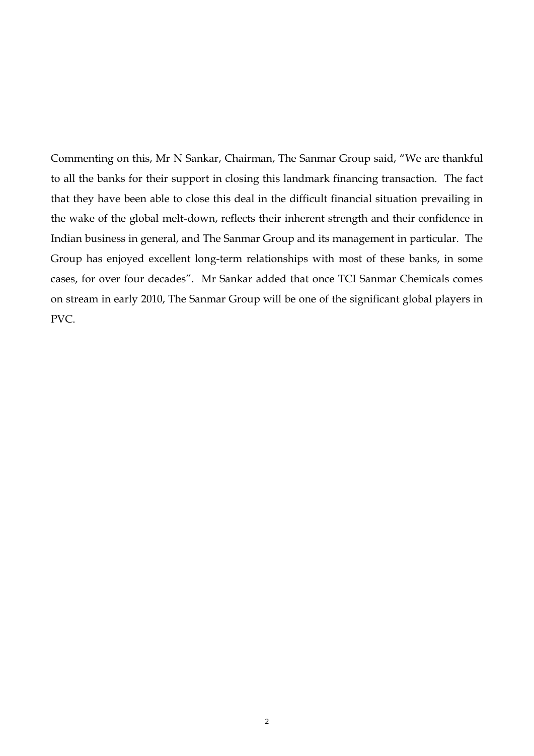Commenting on this, Mr N Sankar, Chairman, The Sanmar Group said, "We are thankful to all the banks for their support in closing this landmark financing transaction. The fact that they have been able to close this deal in the difficult financial situation prevailing in the wake of the global melt-down, reflects their inherent strength and their confidence in Indian business in general, and The Sanmar Group and its management in particular. The Group has enjoyed excellent long-term relationships with most of these banks, in some cases, for over four decades". Mr Sankar added that once TCI Sanmar Chemicals comes on stream in early 2010, The Sanmar Group will be one of the significant global players in PVC.